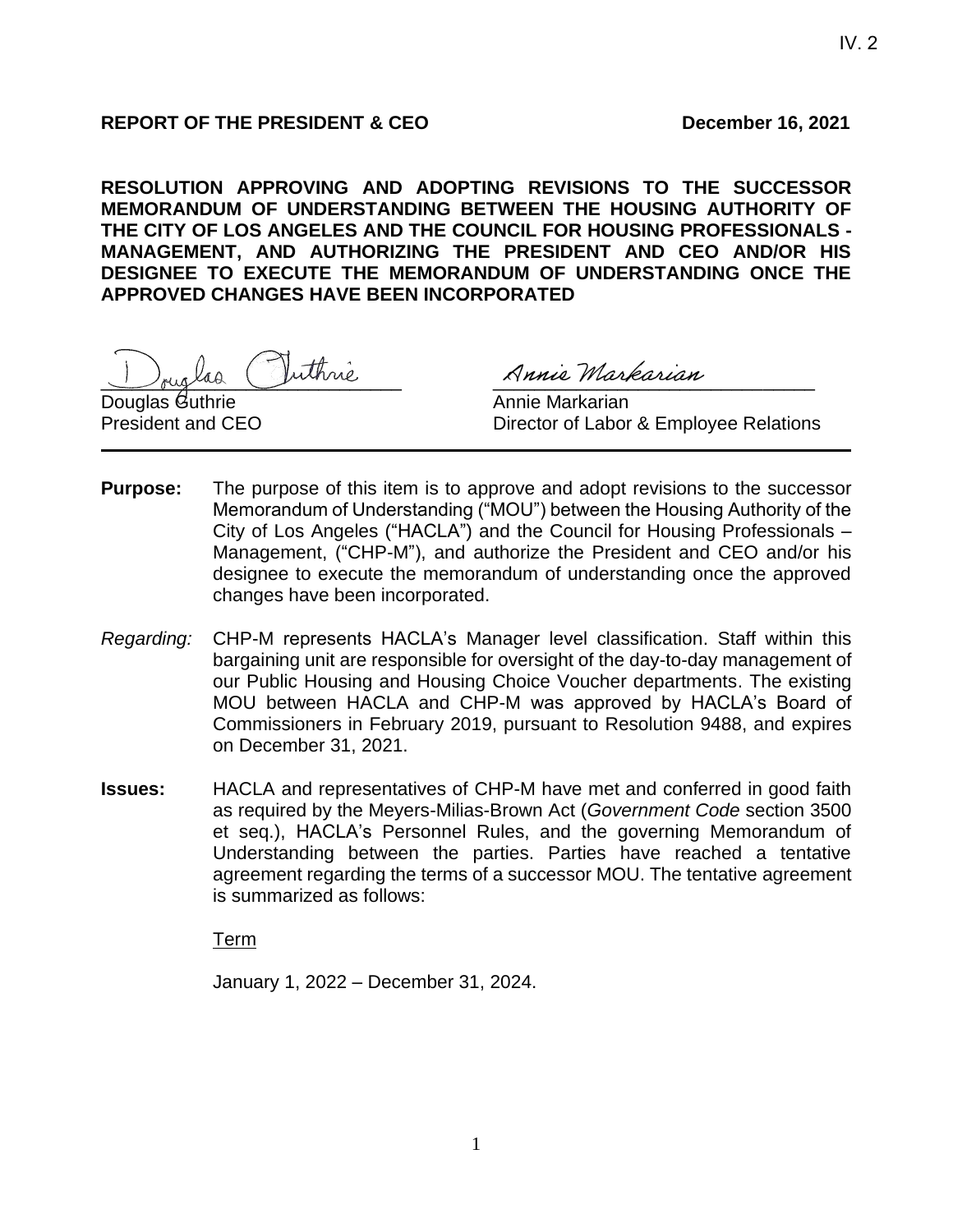IV. 2

**REPORT OF THE PRESIDENT & CEO** **December 16, 2021**

**RESOLUTION APPROVING AND ADOPTING REVISIONS TO THE SUCCESSOR MEMORANDUM OF UNDERSTANDING BETWEEN THE HOUSING AUTHORITY OF THE CITY OF LOS ANGELES AND THE COUNCIL FOR HOUSING PROFESSIONALS - MANAGEMENT, AND AUTHORIZING THE PRESIDENT AND CEO AND/OR HIS DESIGNEE TO EXECUTE THE MEMORANDUM OF UNDERSTANDING ONCE THE APPROVED CHANGES HAVE BEEN INCORPORATED**

Douglas Guthrie
President and CEO

Annie Markarian
Director of Labor & Employee Relations

---

**Purpose:** The purpose of this item is to approve and adopt revisions to the successor Memorandum of Understanding ("MOU") between the Housing Authority of the City of Los Angeles ("HACLA") and the Council for Housing Professionals – Management, ("CHP-M"), and authorize the President and CEO and/or his designee to execute the memorandum of understanding once the approved changes have been incorporated.

*Regarding:* CHP-M represents HACLA's Manager level classification. Staff within this bargaining unit are responsible for oversight of the day-to-day management of our Public Housing and Housing Choice Voucher departments. The existing MOU between HACLA and CHP-M was approved by HACLA's Board of Commissioners in February 2019, pursuant to Resolution 9488, and expires on December 31, 2021.

**Issues:** HACLA and representatives of CHP-M have met and conferred in good faith as required by the Meyers-Milias-Brown Act (*Government Code* section 3500 et seq.), HACLA's Personnel Rules, and the governing Memorandum of Understanding between the parties. Parties have reached a tentative agreement regarding the terms of a successor MOU. The tentative agreement is summarized as follows:

<u>Term</u>

January 1, 2022 – December 31, 2024.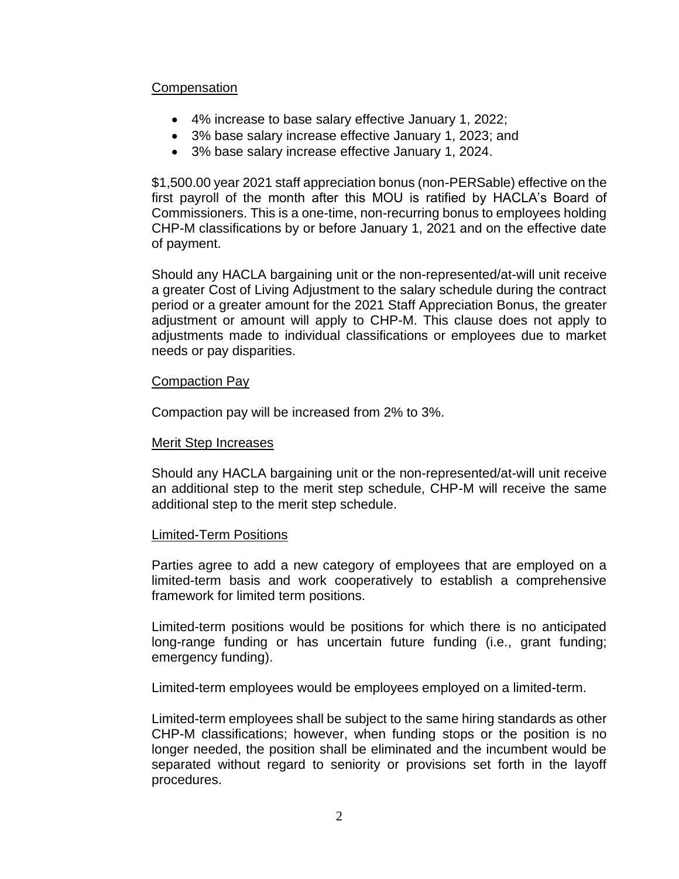## Compensation

- 4% increase to base salary effective January 1, 2022;
- 3% base salary increase effective January 1, 2023; and
- 3% base salary increase effective January 1, 2024.

$1,500.00 year 2021 staff appreciation bonus (non-PERSable) effective on the first payroll of the month after this MOU is ratified by HACLA's Board of Commissioners. This is a one-time, non-recurring bonus to employees holding CHP-M classifications by or before January 1, 2021 and on the effective date of payment.

Should any HACLA bargaining unit or the non-represented/at-will unit receive a greater Cost of Living Adjustment to the salary schedule during the contract period or a greater amount for the 2021 Staff Appreciation Bonus, the greater adjustment or amount will apply to CHP-M. This clause does not apply to adjustments made to individual classifications or employees due to market needs or pay disparities.

## Compaction Pay

Compaction pay will be increased from 2% to 3%.

## Merit Step Increases

Should any HACLA bargaining unit or the non-represented/at-will unit receive an additional step to the merit step schedule, CHP-M will receive the same additional step to the merit step schedule.

## Limited-Term Positions

Parties agree to add a new category of employees that are employed on a limited-term basis and work cooperatively to establish a comprehensive framework for limited term positions.

Limited-term positions would be positions for which there is no anticipated long-range funding or has uncertain future funding (i.e., grant funding; emergency funding).

Limited-term employees would be employees employed on a limited-term.

Limited-term employees shall be subject to the same hiring standards as other CHP-M classifications; however, when funding stops or the position is no longer needed, the position shall be eliminated and the incumbent would be separated without regard to seniority or provisions set forth in the layoff procedures.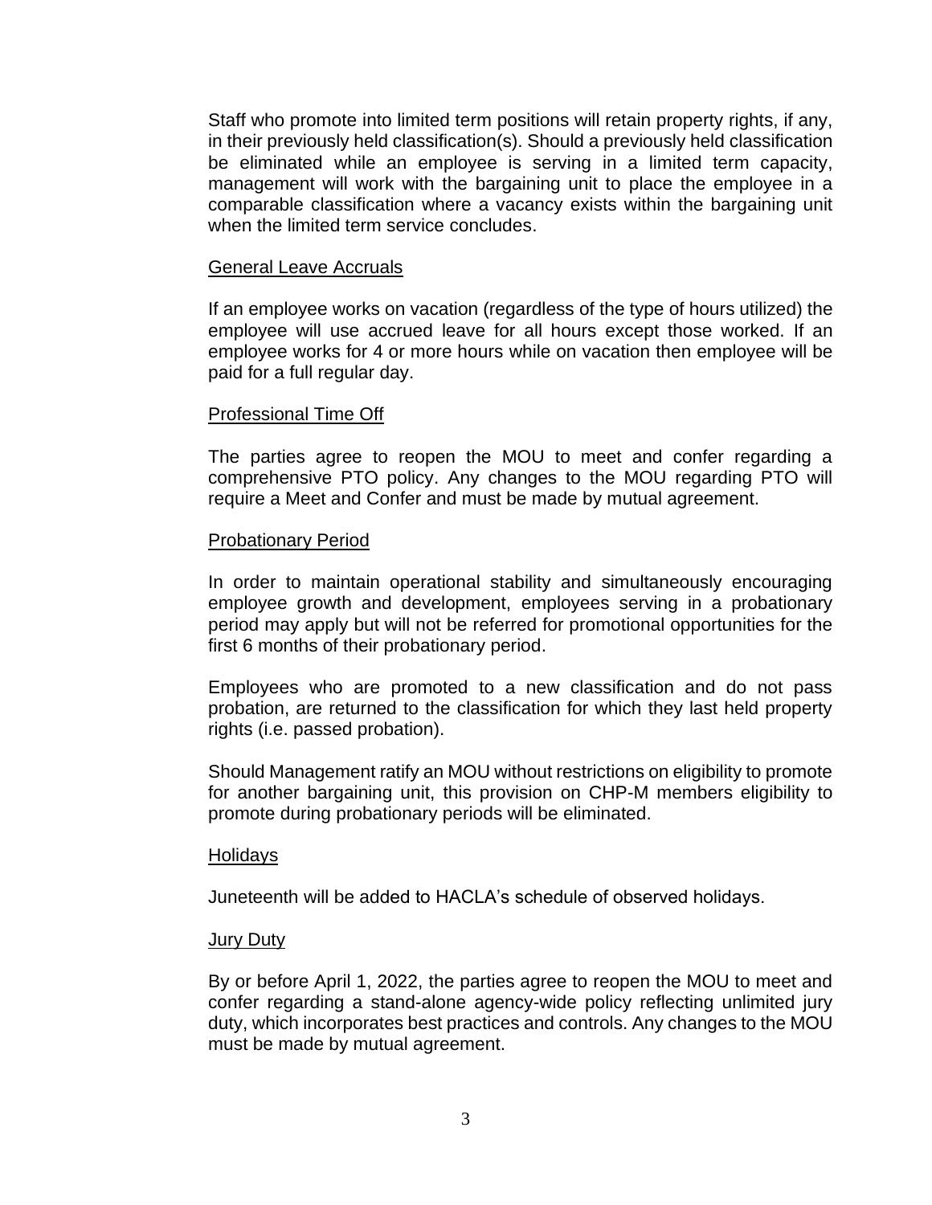Staff who promote into limited term positions will retain property rights, if any, in their previously held classification(s). Should a previously held classification be eliminated while an employee is serving in a limited term capacity, management will work with the bargaining unit to place the employee in a comparable classification where a vacancy exists within the bargaining unit when the limited term service concludes.

<u>General Leave Accruals</u>

If an employee works on vacation (regardless of the type of hours utilized) the employee will use accrued leave for all hours except those worked. If an employee works for 4 or more hours while on vacation then employee will be paid for a full regular day.

<u>Professional Time Off</u>

The parties agree to reopen the MOU to meet and confer regarding a comprehensive PTO policy. Any changes to the MOU regarding PTO will require a Meet and Confer and must be made by mutual agreement.

<u>Probationary Period</u>

In order to maintain operational stability and simultaneously encouraging employee growth and development, employees serving in a probationary period may apply but will not be referred for promotional opportunities for the first 6 months of their probationary period.

Employees who are promoted to a new classification and do not pass probation, are returned to the classification for which they last held property rights (i.e. passed probation).

Should Management ratify an MOU without restrictions on eligibility to promote for another bargaining unit, this provision on CHP-M members eligibility to promote during probationary periods will be eliminated.

<u>Holidays</u>

Juneteenth will be added to HACLA's schedule of observed holidays.

<u>Jury Duty</u>

By or before April 1, 2022, the parties agree to reopen the MOU to meet and confer regarding a stand-alone agency-wide policy reflecting unlimited jury duty, which incorporates best practices and controls. Any changes to the MOU must be made by mutual agreement.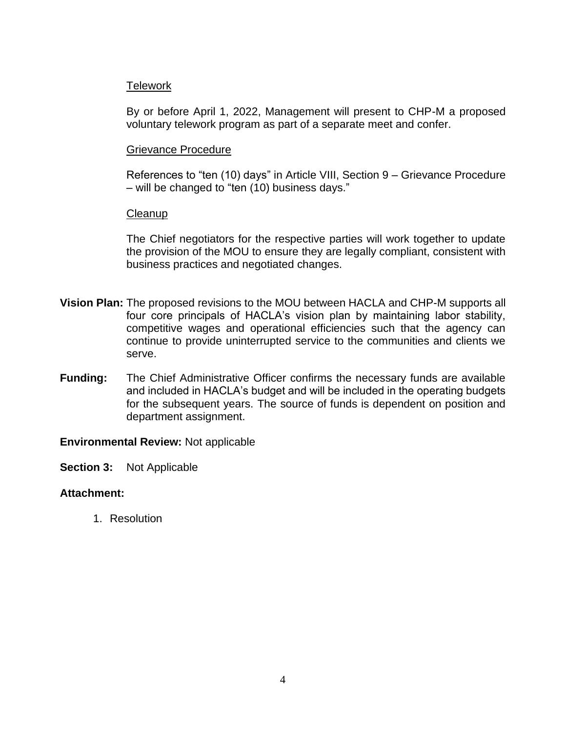Telework

By or before April 1, 2022, Management will present to CHP-M a proposed voluntary telework program as part of a separate meet and confer.

Grievance Procedure

References to "ten (10) days" in Article VIII, Section 9 – Grievance Procedure – will be changed to "ten (10) business days."

Cleanup

The Chief negotiators for the respective parties will work together to update the provision of the MOU to ensure they are legally compliant, consistent with business practices and negotiated changes.

**Vision Plan:** The proposed revisions to the MOU between HACLA and CHP-M supports all four core principals of HACLA's vision plan by maintaining labor stability, competitive wages and operational efficiencies such that the agency can continue to provide uninterrupted service to the communities and clients we serve.

**Funding:** The Chief Administrative Officer confirms the necessary funds are available and included in HACLA's budget and will be included in the operating budgets for the subsequent years. The source of funds is dependent on position and department assignment.

**Environmental Review:** Not applicable

**Section 3:** Not Applicable

**Attachment:**

1. Resolution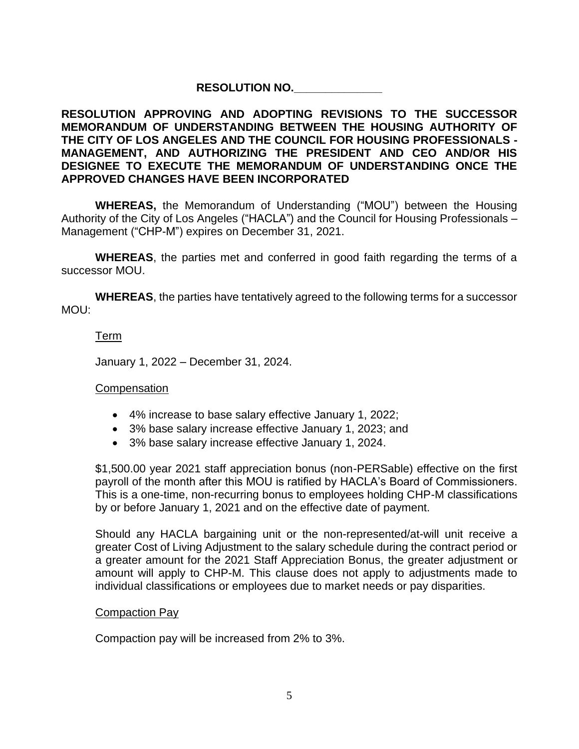**RESOLUTION NO.______________**

**RESOLUTION APPROVING AND ADOPTING REVISIONS TO THE SUCCESSOR MEMORANDUM OF UNDERSTANDING BETWEEN THE HOUSING AUTHORITY OF THE CITY OF LOS ANGELES AND THE COUNCIL FOR HOUSING PROFESSIONALS - MANAGEMENT, AND AUTHORIZING THE PRESIDENT AND CEO AND/OR HIS DESIGNEE TO EXECUTE THE MEMORANDUM OF UNDERSTANDING ONCE THE APPROVED CHANGES HAVE BEEN INCORPORATED**

**WHEREAS,** the Memorandum of Understanding ("MOU") between the Housing Authority of the City of Los Angeles ("HACLA") and the Council for Housing Professionals – Management ("CHP-M") expires on December 31, 2021.

**WHEREAS**, the parties met and conferred in good faith regarding the terms of a successor MOU.

**WHEREAS**, the parties have tentatively agreed to the following terms for a successor MOU:

Term

January 1, 2022 – December 31, 2024.

Compensation

- 4% increase to base salary effective January 1, 2022;
- 3% base salary increase effective January 1, 2023; and
- 3% base salary increase effective January 1, 2024.

$1,500.00 year 2021 staff appreciation bonus (non-PERSable) effective on the first payroll of the month after this MOU is ratified by HACLA's Board of Commissioners. This is a one-time, non-recurring bonus to employees holding CHP-M classifications by or before January 1, 2021 and on the effective date of payment.

Should any HACLA bargaining unit or the non-represented/at-will unit receive a greater Cost of Living Adjustment to the salary schedule during the contract period or a greater amount for the 2021 Staff Appreciation Bonus, the greater adjustment or amount will apply to CHP-M. This clause does not apply to adjustments made to individual classifications or employees due to market needs or pay disparities.

Compaction Pay

Compaction pay will be increased from 2% to 3%.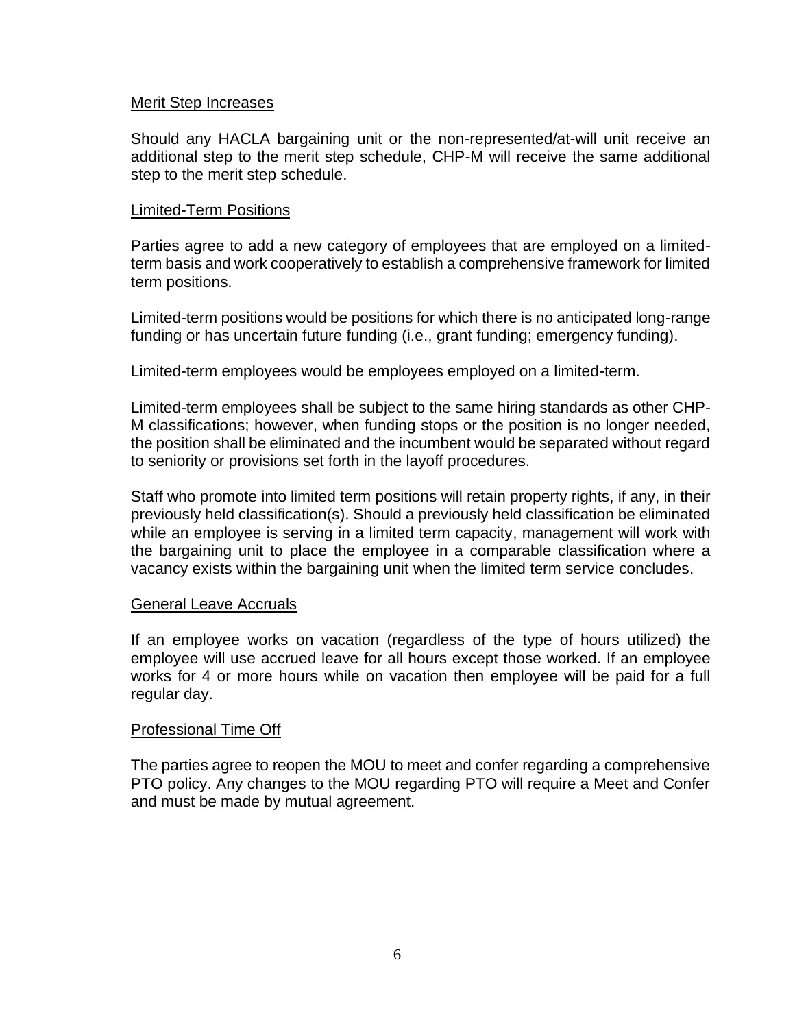<u>Merit Step Increases</u>

Should any HACLA bargaining unit or the non-represented/at-will unit receive an additional step to the merit step schedule, CHP-M will receive the same additional step to the merit step schedule.

<u>Limited-Term Positions</u>

Parties agree to add a new category of employees that are employed on a limited-term basis and work cooperatively to establish a comprehensive framework for limited term positions.

Limited-term positions would be positions for which there is no anticipated long-range funding or has uncertain future funding (i.e., grant funding; emergency funding).

Limited-term employees would be employees employed on a limited-term.

Limited-term employees shall be subject to the same hiring standards as other CHP-M classifications; however, when funding stops or the position is no longer needed, the position shall be eliminated and the incumbent would be separated without regard to seniority or provisions set forth in the layoff procedures.

Staff who promote into limited term positions will retain property rights, if any, in their previously held classification(s). Should a previously held classification be eliminated while an employee is serving in a limited term capacity, management will work with the bargaining unit to place the employee in a comparable classification where a vacancy exists within the bargaining unit when the limited term service concludes.

<u>General Leave Accruals</u>

If an employee works on vacation (regardless of the type of hours utilized) the employee will use accrued leave for all hours except those worked. If an employee works for 4 or more hours while on vacation then employee will be paid for a full regular day.

<u>Professional Time Off</u>

The parties agree to reopen the MOU to meet and confer regarding a comprehensive PTO policy. Any changes to the MOU regarding PTO will require a Meet and Confer and must be made by mutual agreement.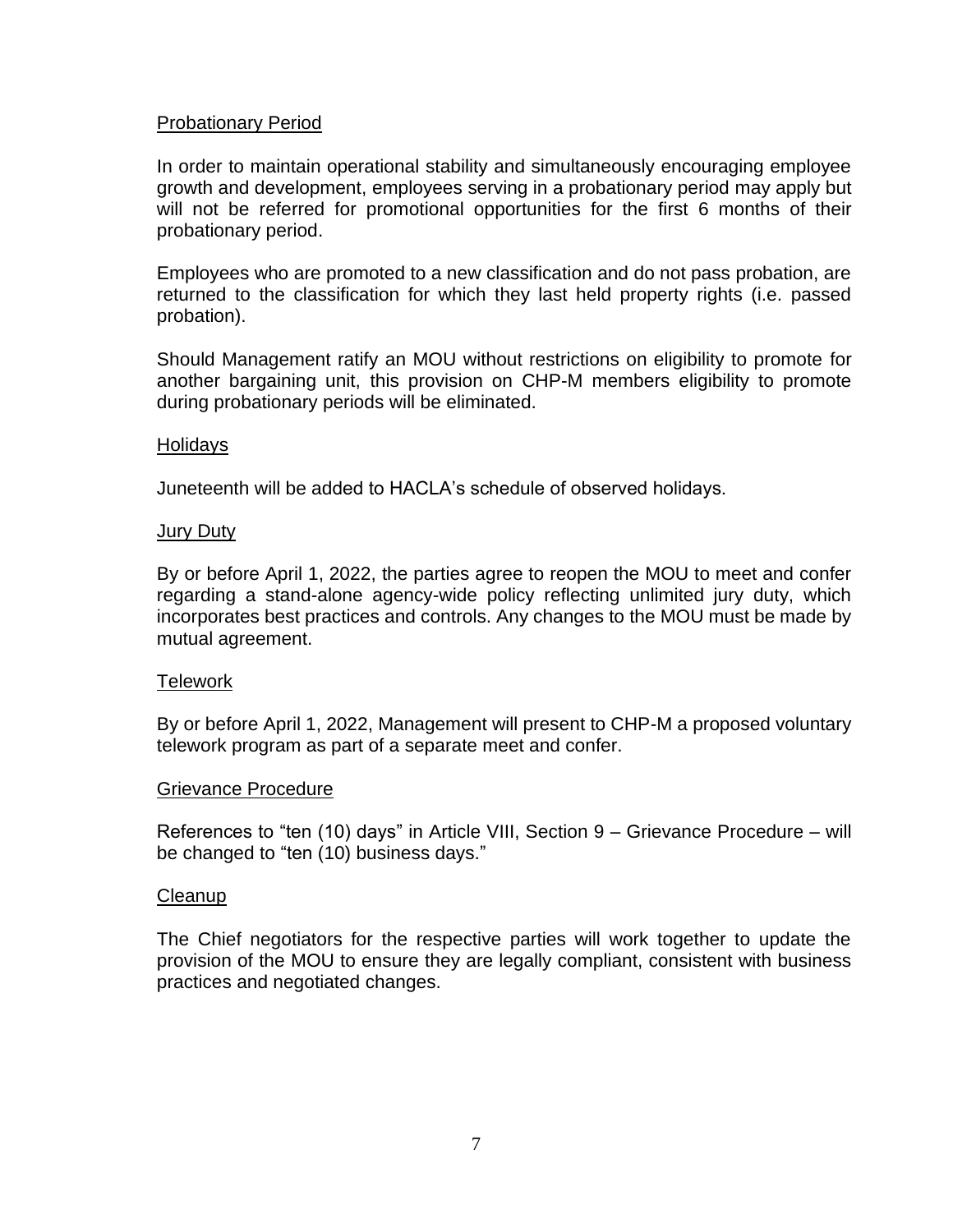## Probationary Period

In order to maintain operational stability and simultaneously encouraging employee growth and development, employees serving in a probationary period may apply but will not be referred for promotional opportunities for the first 6 months of their probationary period.

Employees who are promoted to a new classification and do not pass probation, are returned to the classification for which they last held property rights (i.e. passed probation).

Should Management ratify an MOU without restrictions on eligibility to promote for another bargaining unit, this provision on CHP-M members eligibility to promote during probationary periods will be eliminated.

## Holidays

Juneteenth will be added to HACLA's schedule of observed holidays.

## Jury Duty

By or before April 1, 2022, the parties agree to reopen the MOU to meet and confer regarding a stand-alone agency-wide policy reflecting unlimited jury duty, which incorporates best practices and controls. Any changes to the MOU must be made by mutual agreement.

## Telework

By or before April 1, 2022, Management will present to CHP-M a proposed voluntary telework program as part of a separate meet and confer.

## Grievance Procedure

References to "ten (10) days" in Article VIII, Section 9 – Grievance Procedure – will be changed to "ten (10) business days."

## Cleanup

The Chief negotiators for the respective parties will work together to update the provision of the MOU to ensure they are legally compliant, consistent with business practices and negotiated changes.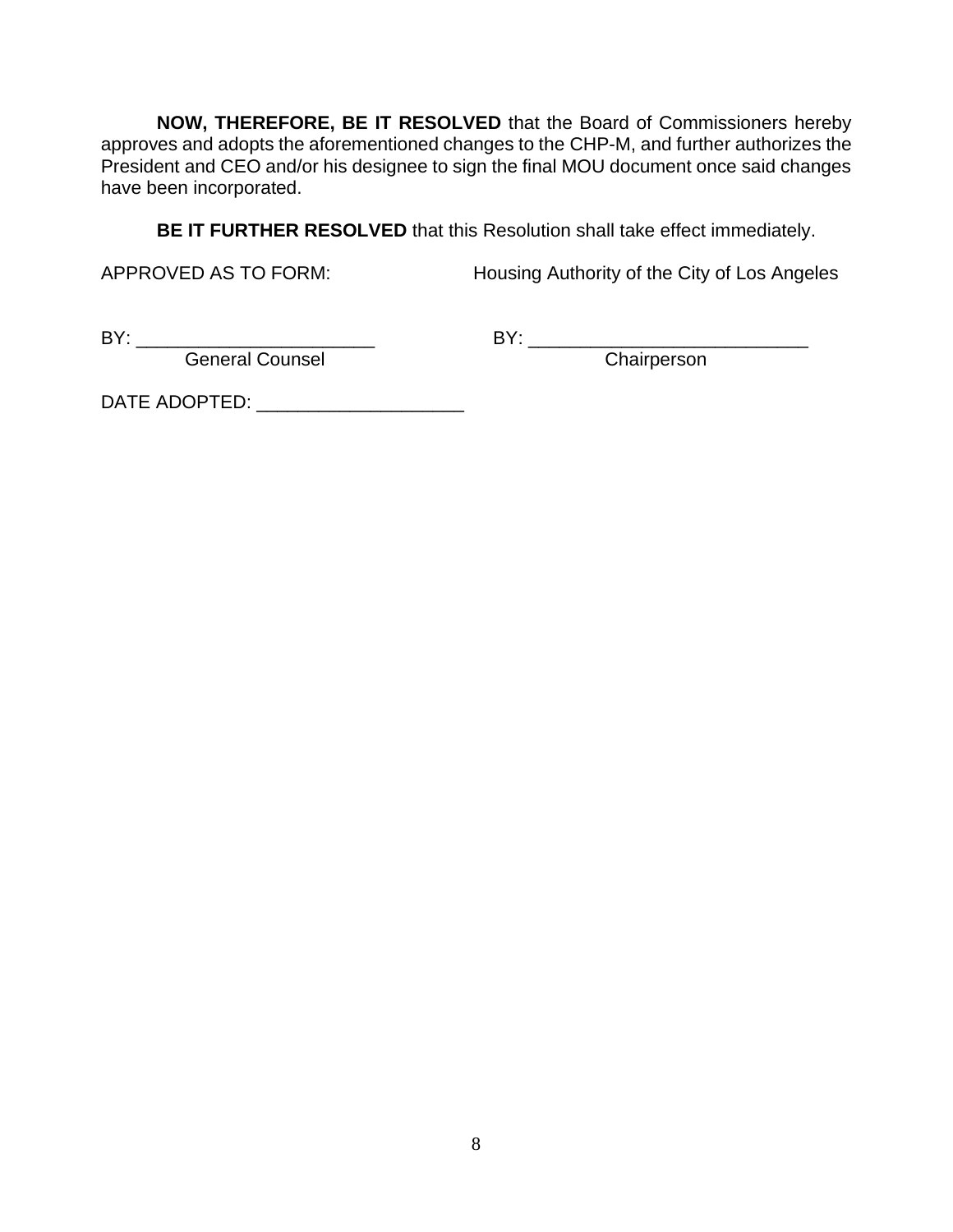**NOW, THEREFORE, BE IT RESOLVED** that the Board of Commissioners hereby approves and adopts the aforementioned changes to the CHP-M, and further authorizes the President and CEO and/or his designee to sign the final MOU document once said changes have been incorporated.

**BE IT FURTHER RESOLVED** that this Resolution shall take effect immediately.

| | |
|---|---|
| APPROVED AS TO FORM: | Housing Authority of the City of Los Angeles |
| BY: _______________________ | BY: ___________________________ |
| General Counsel | Chairperson |

DATE ADOPTED: ____________________